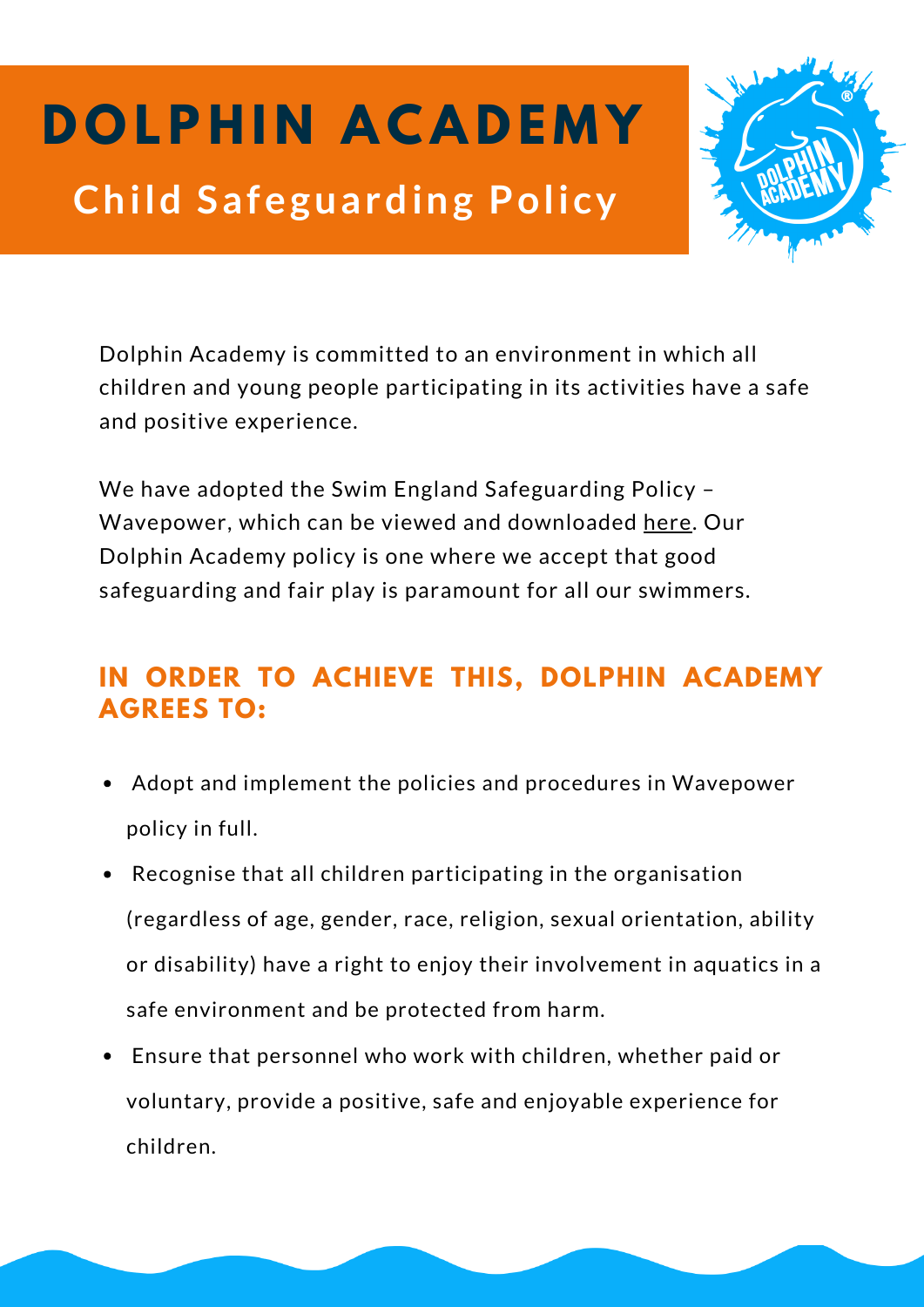# DOLPHIN ACADEMY

## Child Safeguarding Policy

Dolphin Academy is committed to an environment in which all children and young people participating in its activities have a safe and positive experience.

We have adopted the Swim England Safeguarding Policy – Wavepower, which can be viewed and downloaded here. Our Dolphin Academy policy is one where we accept that good safeguarding and fair play is paramount for all our swimmers.

### IN ORDER TO ACHIEVE THIS, DOLPHIN ACADEMY AGREES TO:

- Adopt and implement the policies and procedures in Wavepower policy in full.
- Recognise that all children participating in the organisation (regardless of age, gender, race, religion, sexual orientation, ability or disability) have a right to enjoy their involvement in aquatics in a safe environment and be protected from harm.
- Ensure that personnel who work with children, whether paid or voluntary, provide a positive, safe and enjoyable experience for children.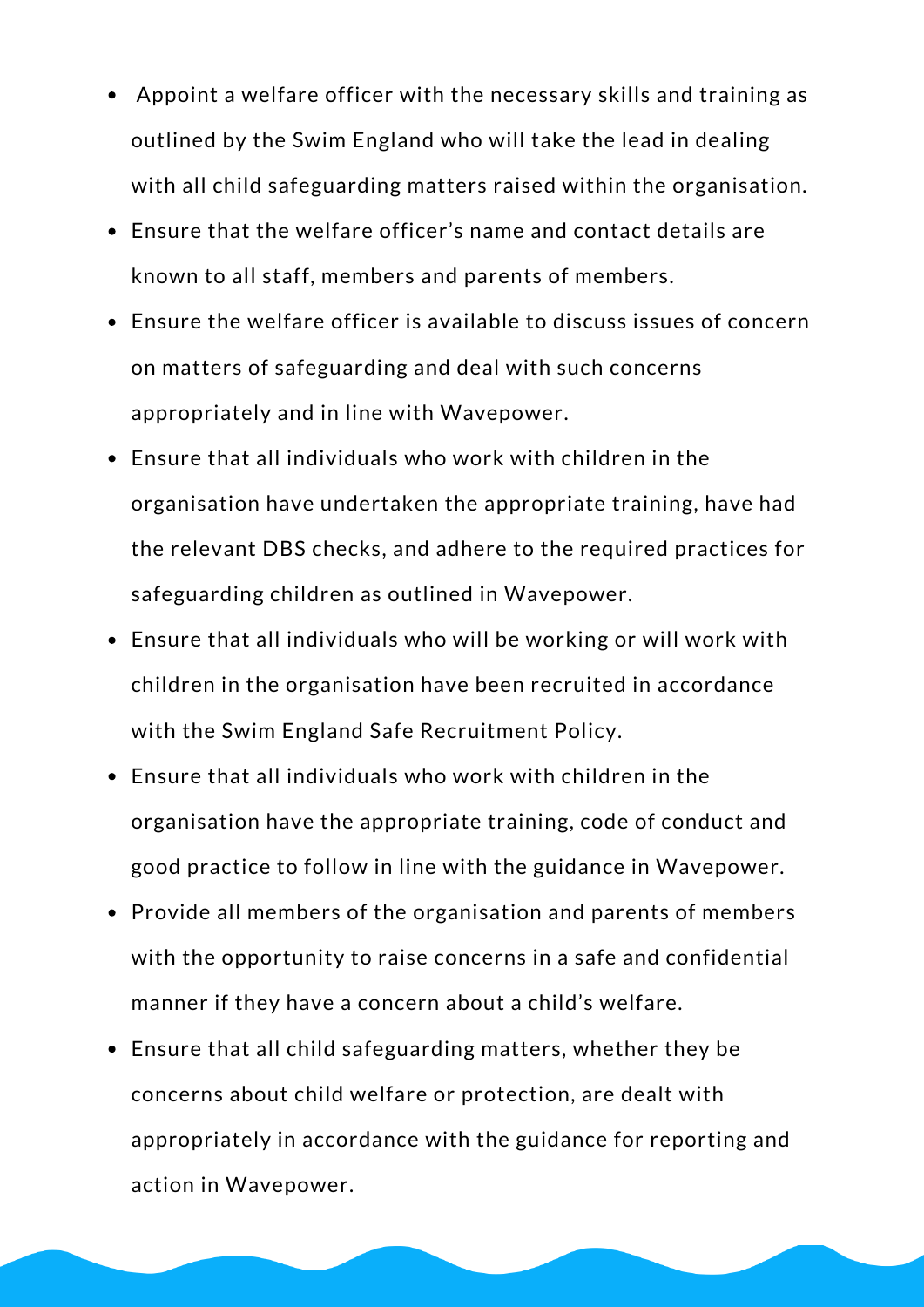- Appoint a welfare officer with the necessary skills and training as outlined by the Swim England who will take the lead in dealing with all child safeguarding matters raised within the organisation.
- Ensure that the welfare officer's name and contact details are known to all staff, members and parents of members.
- Ensure the welfare officer is available to discuss issues of concern on matters of safeguarding and deal with such concerns appropriately and in line with Wavepower.
- Ensure that all individuals who work with children in the organisation have undertaken the appropriate training, have had the relevant DBS checks, and adhere to the required practices for safeguarding children as outlined in Wavepower.
- Ensure that all individuals who will be working or will work with children in the organisation have been recruited in accordance with the Swim England Safe Recruitment Policy.
- Ensure that all individuals who work with children in the organisation have the appropriate training, code of conduct and good practice to follow in line with the guidance in Wavepower.
- Provide all members of the organisation and parents of members with the opportunity to raise concerns in a safe and confidential manner if they have a concern about a child's welfare.
- Ensure that all child safeguarding matters, whether they be concerns about child welfare or protection, are dealt with appropriately in accordance with the guidance for reporting and action in Wavepower.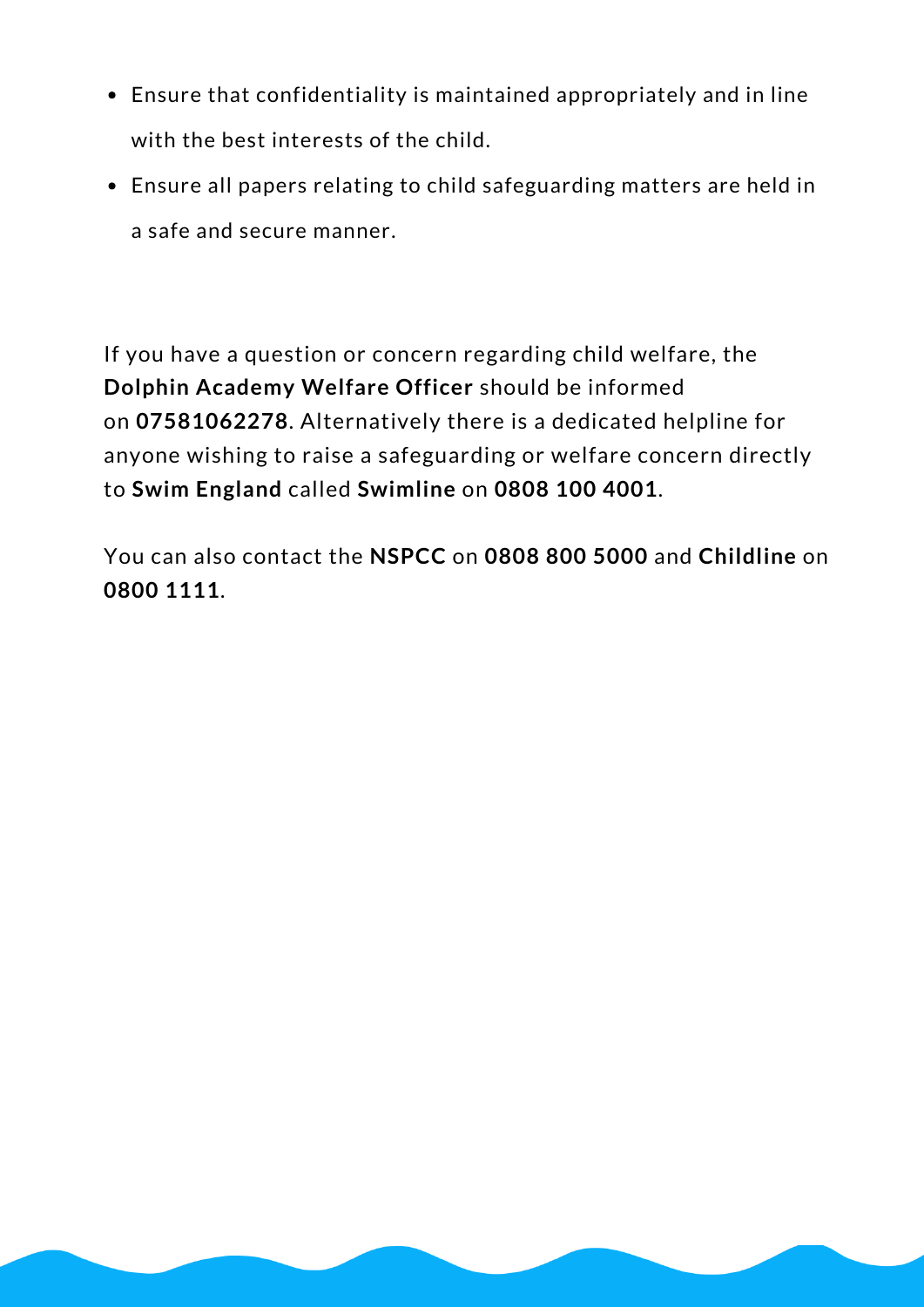- Ensure that confidentiality is maintained appropriately and in line with the best interests of the child.
- Ensure all papers relating to child safeguarding matters are held in a safe and secure manner.

If you have a question or concern regarding child welfare, the **Dolphin Academy Welfare Officer** should be informed on **07581062278**. Alternatively there is a dedicated helpline for anyone wishing to raise a safeguarding or welfare concern directly to **Swim England** called **Swimline** on **0808 100 4001**.

You can also contact the **NSPCC** on **0808 800 5000** and **Childline** on **0800 1111**.